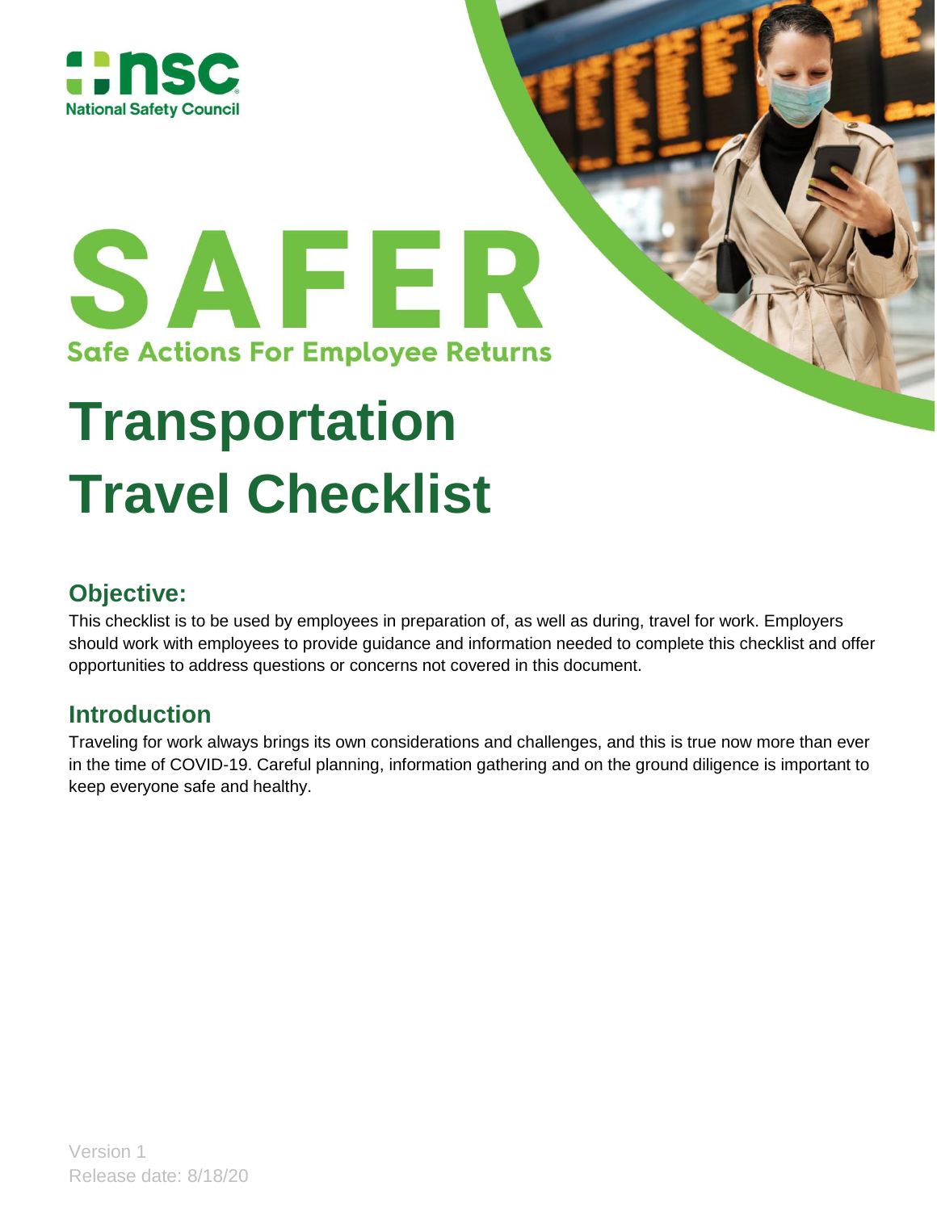National Safety Council

# SAFER

**Safe Actions For Employee Returns**

# Transportation Travel Checklist

## Objective:

This checklist is to be used by employees in preparation of, as well as during, travel for work. Employers should work with employees to provide guidance and information needed to complete this checklist and offer opportunities to address questions or concerns not covered in this document.

## Introduction

Traveling for work always brings its own considerations and challenges, and this is true now more than ever in the time of COVID-19. Careful planning, information gathering and on the ground diligence is important to keep everyone safe and healthy.

Version 1
Release date: 8/18/20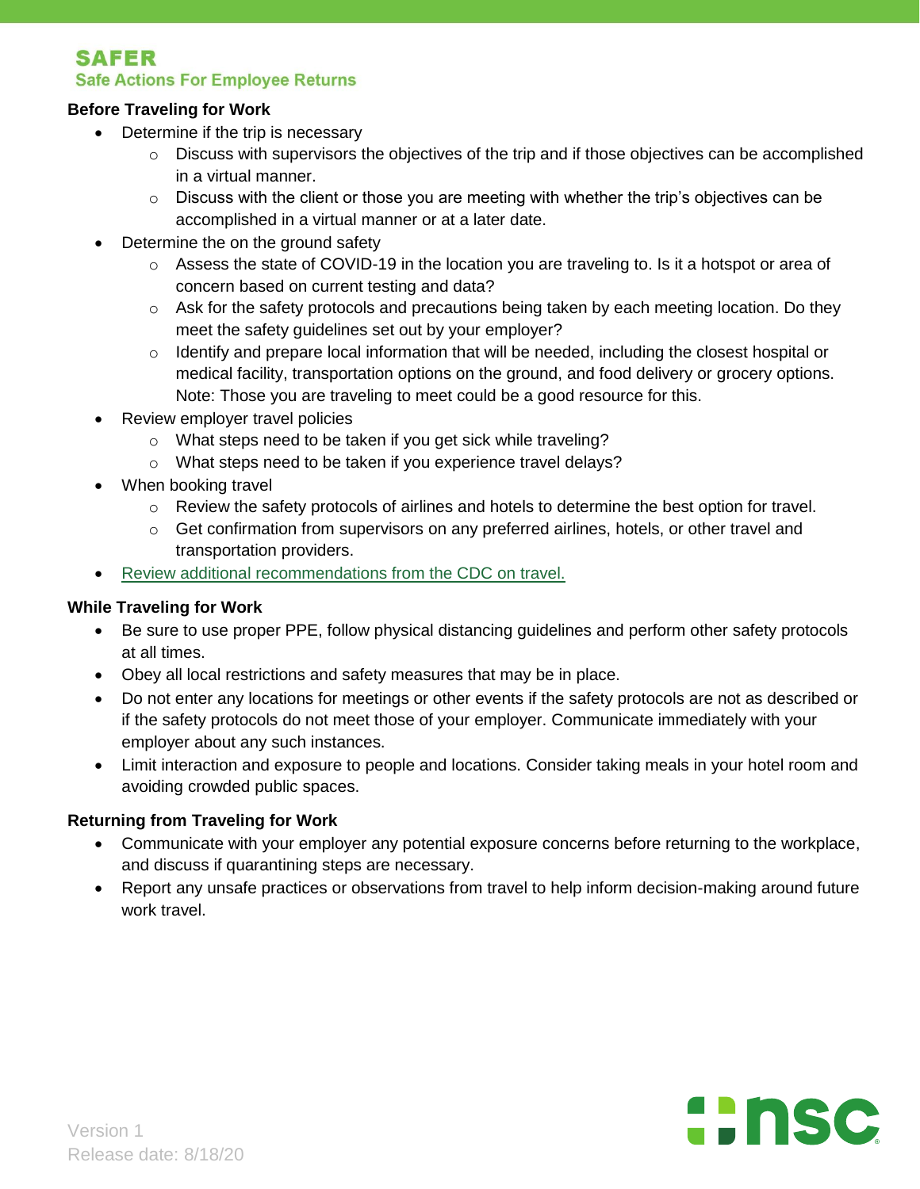**SAFER**
**Safe Actions For Employee Returns**

### Before Traveling for Work

- Determine if the trip is necessary
  - Discuss with supervisors the objectives of the trip and if those objectives can be accomplished in a virtual manner.
  - Discuss with the client or those you are meeting with whether the trip's objectives can be accomplished in a virtual manner or at a later date.
- Determine the on the ground safety
  - Assess the state of COVID-19 in the location you are traveling to. Is it a hotspot or area of concern based on current testing and data?
  - Ask for the safety protocols and precautions being taken by each meeting location. Do they meet the safety guidelines set out by your employer?
  - Identify and prepare local information that will be needed, including the closest hospital or medical facility, transportation options on the ground, and food delivery or grocery options. Note: Those you are traveling to meet could be a good resource for this.
- Review employer travel policies
  - What steps need to be taken if you get sick while traveling?
  - What steps need to be taken if you experience travel delays?
- When booking travel
  - Review the safety protocols of airlines and hotels to determine the best option for travel.
  - Get confirmation from supervisors on any preferred airlines, hotels, or other travel and transportation providers.
- Review additional recommendations from the CDC on travel.

### While Traveling for Work

- Be sure to use proper PPE, follow physical distancing guidelines and perform other safety protocols at all times.
- Obey all local restrictions and safety measures that may be in place.
- Do not enter any locations for meetings or other events if the safety protocols are not as described or if the safety protocols do not meet those of your employer. Communicate immediately with your employer about any such instances.
- Limit interaction and exposure to people and locations. Consider taking meals in your hotel room and avoiding crowded public spaces.

### Returning from Traveling for Work

- Communicate with your employer any potential exposure concerns before returning to the workplace, and discuss if quarantining steps are necessary.
- Report any unsafe practices or observations from travel to help inform decision-making around future work travel.

Version 1
Release date: 8/18/20